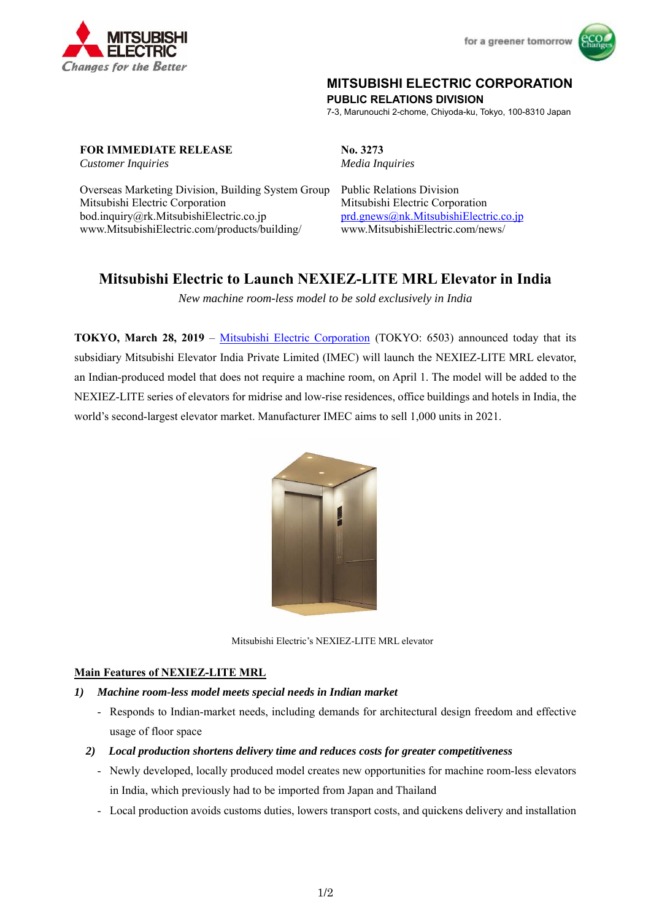**MITSUBISHI ELECTRIC CORPORATION**
**PUBLIC RELATIONS DIVISION**
7-3, Marunouchi 2-chome, Chiyoda-ku, Tokyo, 100-8310 Japan

**FOR IMMEDIATE RELEASE** **No. 3273**

*Customer Inquiries*

Overseas Marketing Division, Building System Group
Mitsubishi Electric Corporation
bod.inquiry@rk.MitsubishiElectric.co.jp
www.MitsubishiElectric.com/products/building/

*Media Inquiries*

Public Relations Division
Mitsubishi Electric Corporation
prd.gnews@nk.MitsubishiElectric.co.jp
www.MitsubishiElectric.com/news/

# Mitsubishi Electric to Launch NEXIEZ-LITE MRL Elevator in India

*New machine room-less model to be sold exclusively in India*

**TOKYO, March 28, 2019** – Mitsubishi Electric Corporation (TOKYO: 6503) announced today that its subsidiary Mitsubishi Elevator India Private Limited (IMEC) will launch the NEXIEZ-LITE MRL elevator, an Indian-produced model that does not require a machine room, on April 1. The model will be added to the NEXIEZ-LITE series of elevators for midrise and low-rise residences, office buildings and hotels in India, the world's second-largest elevator market. Manufacturer IMEC aims to sell 1,000 units in 2021.

Mitsubishi Electric's NEXIEZ-LITE MRL elevator

## Main Features of NEXIEZ-LITE MRL

1) ***Machine room-less model meets special needs in Indian market***
   - Responds to Indian-market needs, including demands for architectural design freedom and effective usage of floor space
2) ***Local production shortens delivery time and reduces costs for greater competitiveness***
   - Newly developed, locally produced model creates new opportunities for machine room-less elevators in India, which previously had to be imported from Japan and Thailand
   - Local production avoids customs duties, lowers transport costs, and quickens delivery and installation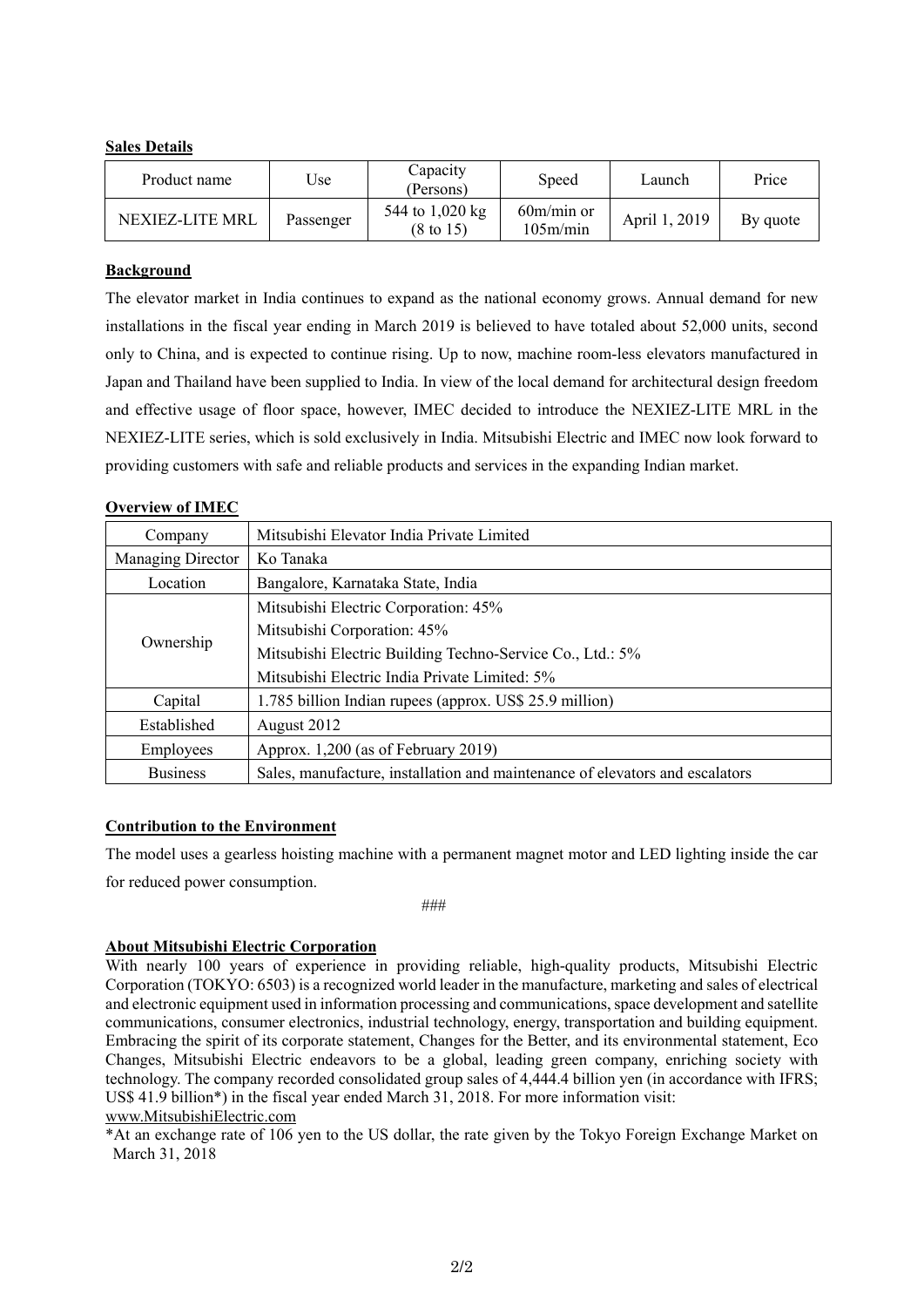**Sales Details**

| Product name | Use | Capacity (Persons) | Speed | Launch | Price |
|---|---|---|---|---|---|
| NEXIEZ-LITE MRL | Passenger | 544 to 1,020 kg (8 to 15) | 60m/min or 105m/min | April 1, 2019 | By quote |

**Background**

The elevator market in India continues to expand as the national economy grows. Annual demand for new installations in the fiscal year ending in March 2019 is believed to have totaled about 52,000 units, second only to China, and is expected to continue rising. Up to now, machine room-less elevators manufactured in Japan and Thailand have been supplied to India. In view of the local demand for architectural design freedom and effective usage of floor space, however, IMEC decided to introduce the NEXIEZ-LITE MRL in the NEXIEZ-LITE series, which is sold exclusively in India. Mitsubishi Electric and IMEC now look forward to providing customers with safe and reliable products and services in the expanding Indian market.

**Overview of IMEC**

| | |
|---|---|
| Company | Mitsubishi Elevator India Private Limited |
| Managing Director | Ko Tanaka |
| Location | Bangalore, Karnataka State, India |
| Ownership | Mitsubishi Electric Corporation: 45%<br>Mitsubishi Corporation: 45%<br>Mitsubishi Electric Building Techno-Service Co., Ltd.: 5%<br>Mitsubishi Electric India Private Limited: 5% |
| Capital | 1.785 billion Indian rupees (approx. US$ 25.9 million) |
| Established | August 2012 |
| Employees | Approx. 1,200 (as of February 2019) |
| Business | Sales, manufacture, installation and maintenance of elevators and escalators |

**Contribution to the Environment**

The model uses a gearless hoisting machine with a permanent magnet motor and LED lighting inside the car for reduced power consumption.

###

**About Mitsubishi Electric Corporation**

With nearly 100 years of experience in providing reliable, high-quality products, Mitsubishi Electric Corporation (TOKYO: 6503) is a recognized world leader in the manufacture, marketing and sales of electrical and electronic equipment used in information processing and communications, space development and satellite communications, consumer electronics, industrial technology, energy, transportation and building equipment. Embracing the spirit of its corporate statement, Changes for the Better, and its environmental statement, Eco Changes, Mitsubishi Electric endeavors to be a global, leading green company, enriching society with technology. The company recorded consolidated group sales of 4,444.4 billion yen (in accordance with IFRS; US$ 41.9 billion*) in the fiscal year ended March 31, 2018. For more information visit: www.MitsubishiElectric.com

*At an exchange rate of 106 yen to the US dollar, the rate given by the Tokyo Foreign Exchange Market on March 31, 2018